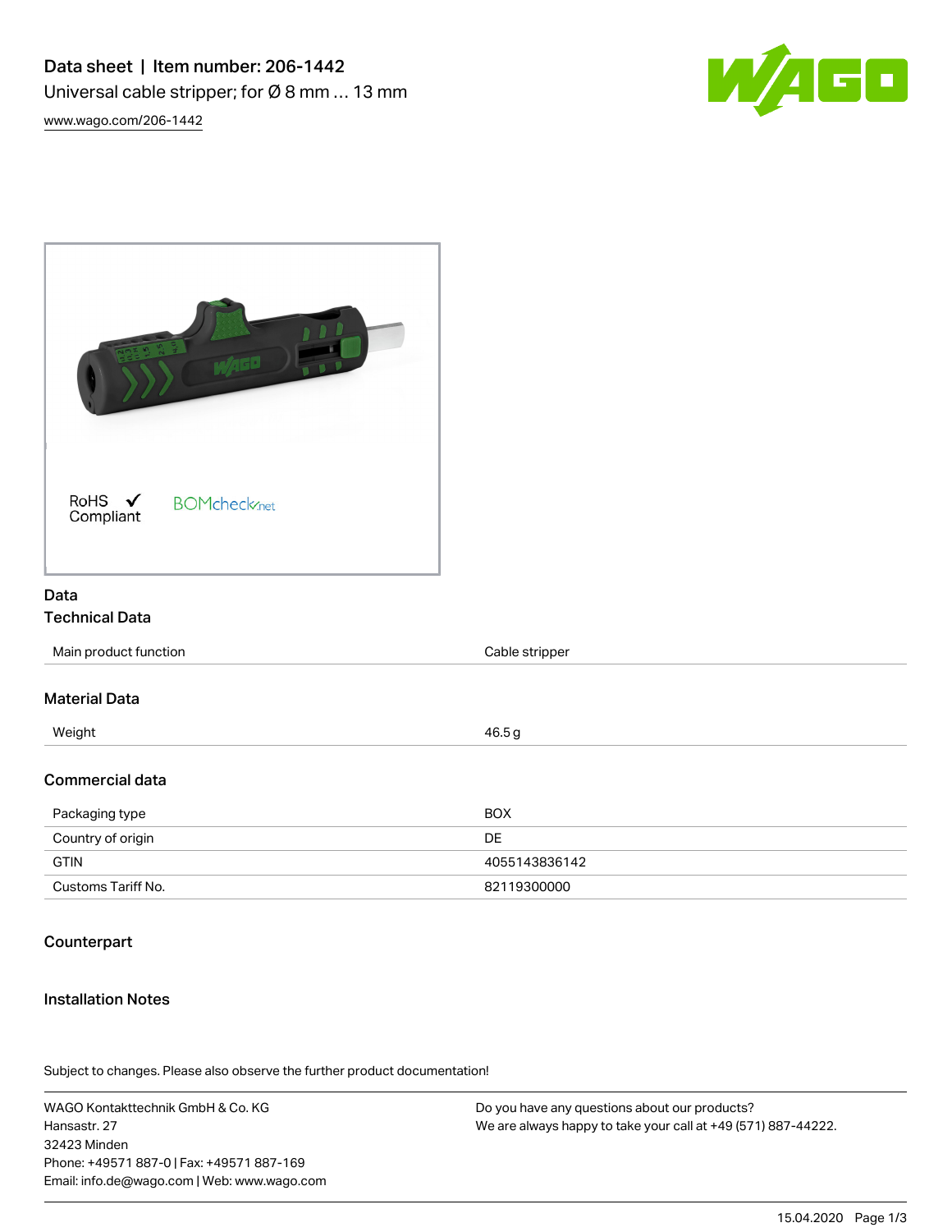# Data sheet | Item number: 206-1442

Universal cable stripper; for Ø 8 mm ... 13 mm

www.wago.com/206-1442

RoHS ✓ Compliant

BOMcheck.net

## Data

### Technical Data

| | |
|---|---|
| Main product function | Cable stripper |

### Material Data

| | |
|---|---|
| Weight | 46.5 g |

### Commercial data

| | |
|---|---|
| Packaging type | BOX |
| Country of origin | DE |
| GTIN | 4055143836142 |
| Customs Tariff No. | 82119300000 |

### Counterpart

### Installation Notes

Subject to changes. Please also observe the further product documentation!

WAGO Kontakttechnik GmbH & Co. KG
Hansastr. 27
32423 Minden
Phone: +49571 887-0 | Fax: +49571 887-169
Email: info.de@wago.com | Web: www.wago.com

Do you have any questions about our products?
We are always happy to take your call at +49 (571) 887-44222.

15.04.2020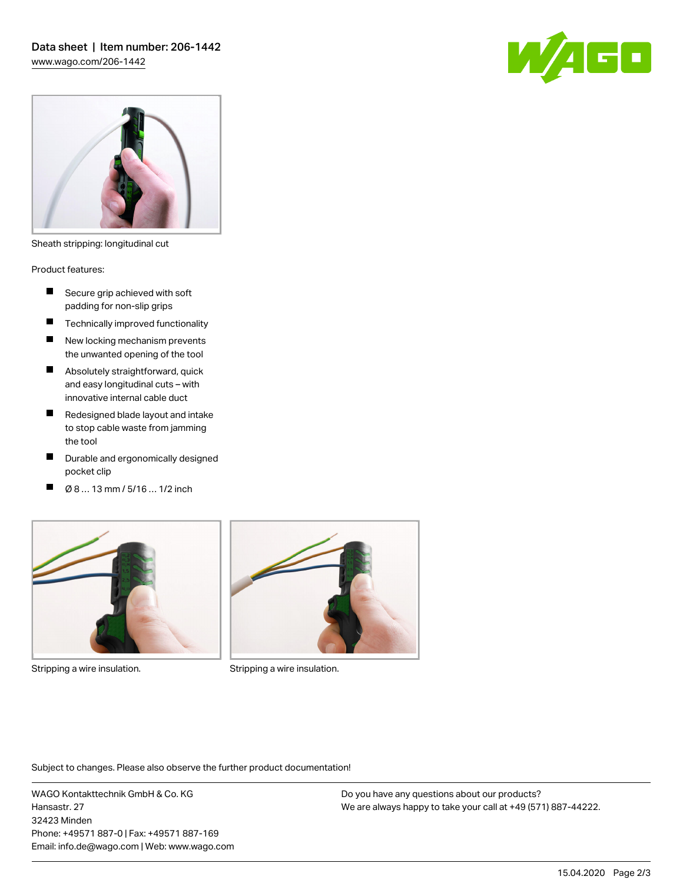Sheath stripping: longitudinal cut

Product features:

- Secure grip achieved with soft padding for non-slip grips
- Technically improved functionality
- New locking mechanism prevents the unwanted opening of the tool
- Absolutely straightforward, quick and easy longitudinal cuts – with innovative internal cable duct
- Redesigned blade layout and intake to stop cable waste from jamming the tool
- Durable and ergonomically designed pocket clip
- Ø 8 … 13 mm / 5/16 … 1/2 inch

Stripping a wire insulation.

Stripping a wire insulation.

Subject to changes. Please also observe the further product documentation!

WAGO Kontakttechnik GmbH & Co. KG
Hansastr. 27
32423 Minden
Phone: +49571 887-0 | Fax: +49571 887-169
Email: info.de@wago.com | Web: www.wago.com

Do you have any questions about our products?
We are always happy to take your call at +49 (571) 887-44222.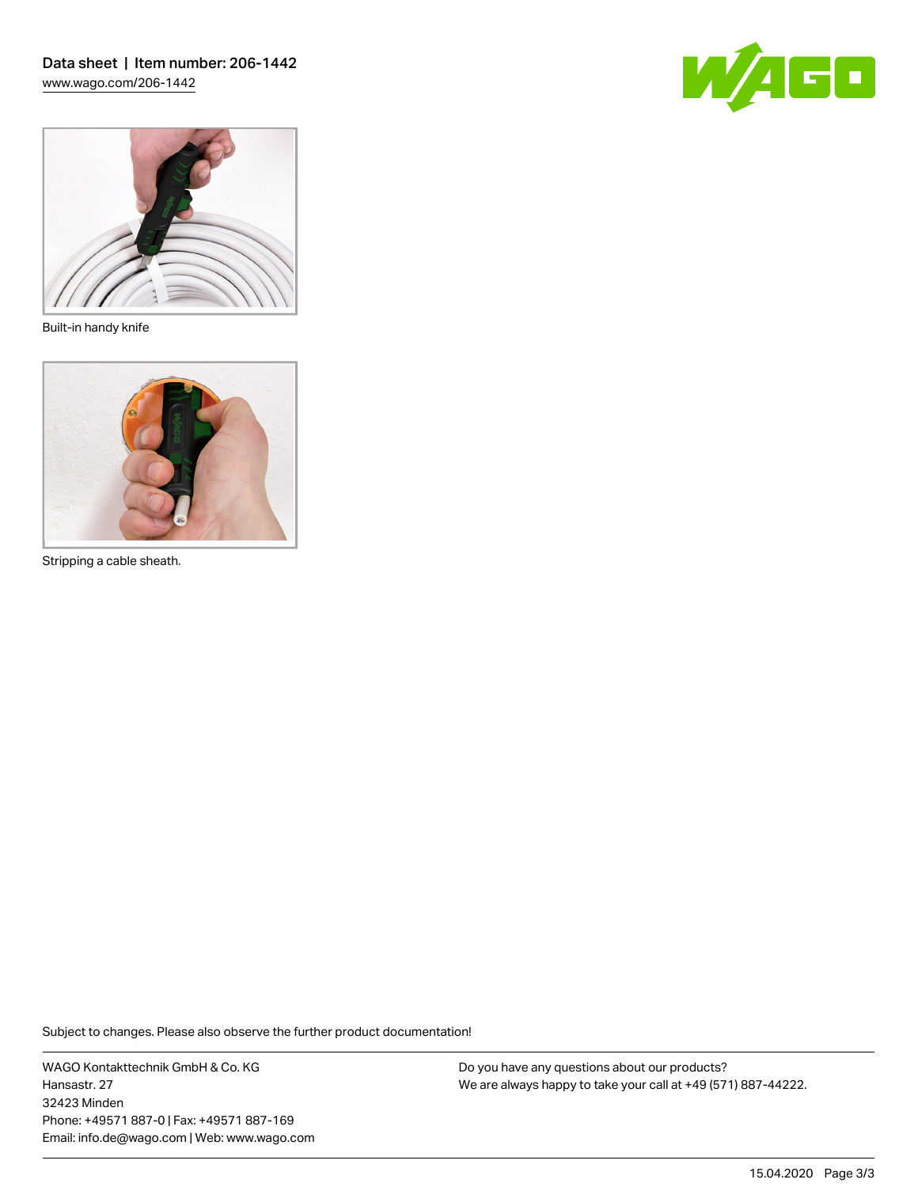Built-in handy knife

Stripping a cable sheath.

Subject to changes. Please also observe the further product documentation!

WAGO Kontakttechnik GmbH & Co. KG
Hansastr. 27
32423 Minden
Phone: +49571 887-0 | Fax: +49571 887-169
Email: info.de@wago.com | Web: www.wago.com

Do you have any questions about our products?
We are always happy to take your call at +49 (571) 887-44222.